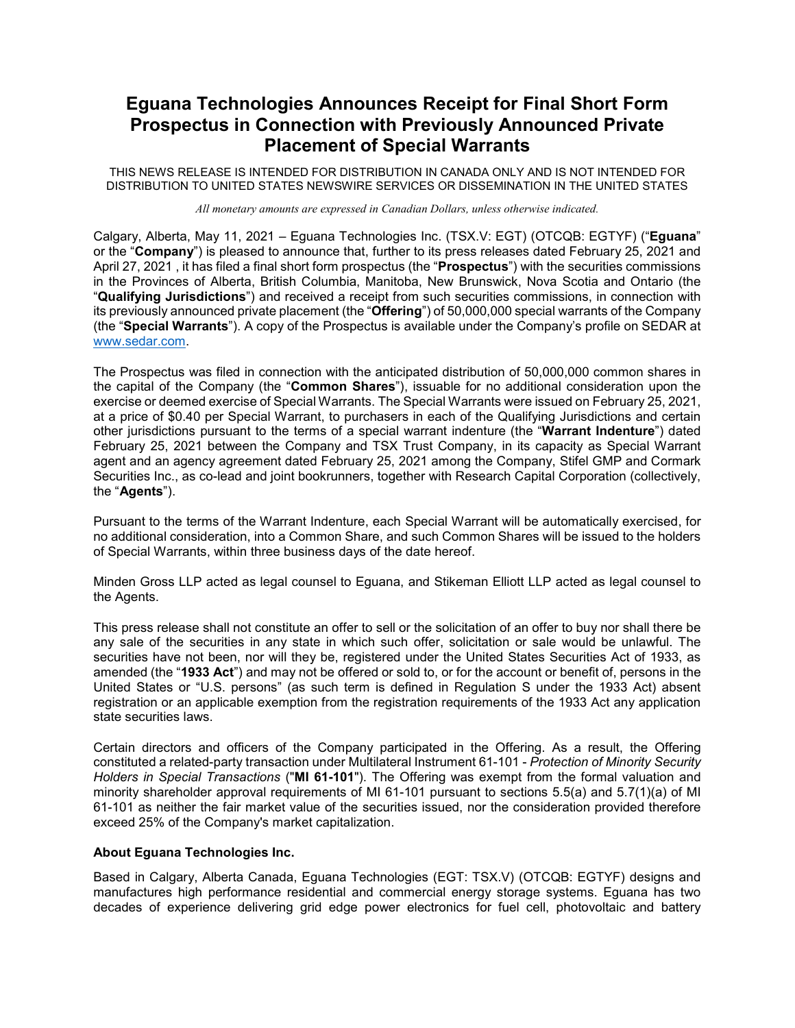# Eguana Technologies Announces Receipt for Final Short Form Prospectus in Connection with Previously Announced Private Placement of Special Warrants

THIS NEWS RELEASE IS INTENDED FOR DISTRIBUTION IN CANADA ONLY AND IS NOT INTENDED FOR DISTRIBUTION TO UNITED STATES NEWSWIRE SERVICES OR DISSEMINATION IN THE UNITED STATES

*All monetary amounts are expressed in Canadian Dollars, unless otherwise indicated.*

Calgary, Alberta, May 11, 2021 – Eguana Technologies Inc. (TSX.V: EGT) (OTCQB: EGTYF) ("**Eguana**" or the "**Company**") is pleased to announce that, further to its press releases dated February 25, 2021 and April 27, 2021 , it has filed a final short form prospectus (the "**Prospectus**") with the securities commissions in the Provinces of Alberta, British Columbia, Manitoba, New Brunswick, Nova Scotia and Ontario (the "**Qualifying Jurisdictions**") and received a receipt from such securities commissions, in connection with its previously announced private placement (the "**Offering**") of 50,000,000 special warrants of the Company (the "**Special Warrants**"). A copy of the Prospectus is available under the Company's profile on SEDAR at www.sedar.com.

The Prospectus was filed in connection with the anticipated distribution of 50,000,000 common shares in the capital of the Company (the "**Common Shares**"), issuable for no additional consideration upon the exercise or deemed exercise of Special Warrants. The Special Warrants were issued on February 25, 2021, at a price of $0.40 per Special Warrant, to purchasers in each of the Qualifying Jurisdictions and certain other jurisdictions pursuant to the terms of a special warrant indenture (the "**Warrant Indenture**") dated February 25, 2021 between the Company and TSX Trust Company, in its capacity as Special Warrant agent and an agency agreement dated February 25, 2021 among the Company, Stifel GMP and Cormark Securities Inc., as co-lead and joint bookrunners, together with Research Capital Corporation (collectively, the "**Agents**").

Pursuant to the terms of the Warrant Indenture, each Special Warrant will be automatically exercised, for no additional consideration, into a Common Share, and such Common Shares will be issued to the holders of Special Warrants, within three business days of the date hereof.

Minden Gross LLP acted as legal counsel to Eguana, and Stikeman Elliott LLP acted as legal counsel to the Agents.

This press release shall not constitute an offer to sell or the solicitation of an offer to buy nor shall there be any sale of the securities in any state in which such offer, solicitation or sale would be unlawful. The securities have not been, nor will they be, registered under the United States Securities Act of 1933, as amended (the "**1933 Act**") and may not be offered or sold to, or for the account or benefit of, persons in the United States or "U.S. persons" (as such term is defined in Regulation S under the 1933 Act) absent registration or an applicable exemption from the registration requirements of the 1933 Act any application state securities laws.

Certain directors and officers of the Company participated in the Offering. As a result, the Offering constituted a related-party transaction under Multilateral Instrument 61-101 - *Protection of Minority Security Holders in Special Transactions* (**"MI 61-101"**). The Offering was exempt from the formal valuation and minority shareholder approval requirements of MI 61-101 pursuant to sections 5.5(a) and 5.7(1)(a) of MI 61-101 as neither the fair market value of the securities issued, nor the consideration provided therefore exceed 25% of the Company's market capitalization.

### About Eguana Technologies Inc.

Based in Calgary, Alberta Canada, Eguana Technologies (EGT: TSX.V) (OTCQB: EGTYF) designs and manufactures high performance residential and commercial energy storage systems. Eguana has two decades of experience delivering grid edge power electronics for fuel cell, photovoltaic and battery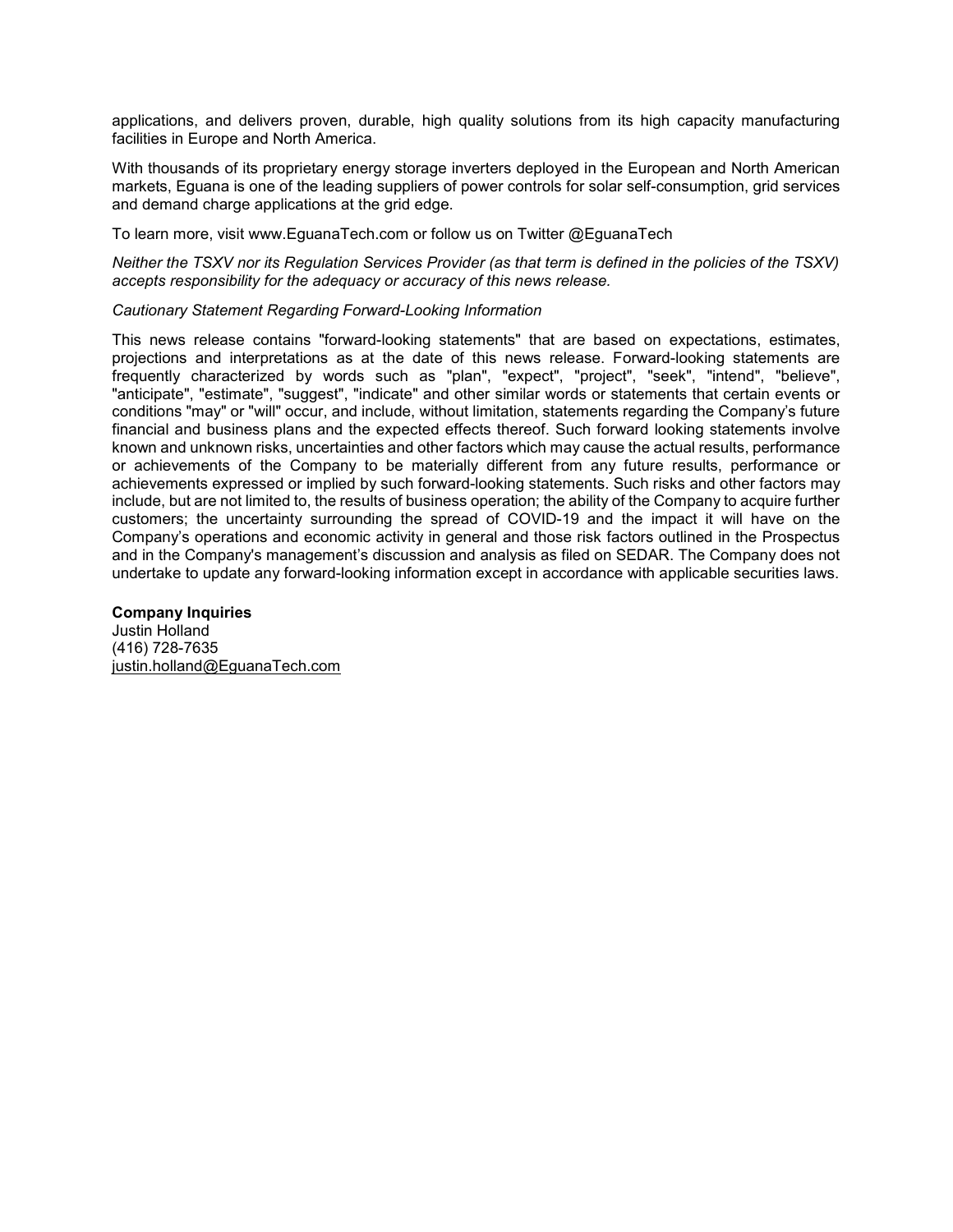applications, and delivers proven, durable, high quality solutions from its high capacity manufacturing facilities in Europe and North America.

With thousands of its proprietary energy storage inverters deployed in the European and North American markets, Eguana is one of the leading suppliers of power controls for solar self-consumption, grid services and demand charge applications at the grid edge.

To learn more, visit www.EguanaTech.com or follow us on Twitter @EguanaTech

*Neither the TSXV nor its Regulation Services Provider (as that term is defined in the policies of the TSXV) accepts responsibility for the adequacy or accuracy of this news release.*

*Cautionary Statement Regarding Forward-Looking Information*

This news release contains "forward-looking statements" that are based on expectations, estimates, projections and interpretations as at the date of this news release. Forward-looking statements are frequently characterized by words such as "plan", "expect", "project", "seek", "intend", "believe", "anticipate", "estimate", "suggest", "indicate" and other similar words or statements that certain events or conditions "may" or "will" occur, and include, without limitation, statements regarding the Company's future financial and business plans and the expected effects thereof. Such forward looking statements involve known and unknown risks, uncertainties and other factors which may cause the actual results, performance or achievements of the Company to be materially different from any future results, performance or achievements expressed or implied by such forward-looking statements. Such risks and other factors may include, but are not limited to, the results of business operation; the ability of the Company to acquire further customers; the uncertainty surrounding the spread of COVID-19 and the impact it will have on the Company's operations and economic activity in general and those risk factors outlined in the Prospectus and in the Company's management's discussion and analysis as filed on SEDAR. The Company does not undertake to update any forward-looking information except in accordance with applicable securities laws.

**Company Inquiries**
Justin Holland
(416) 728-7635
justin.holland@EguanaTech.com